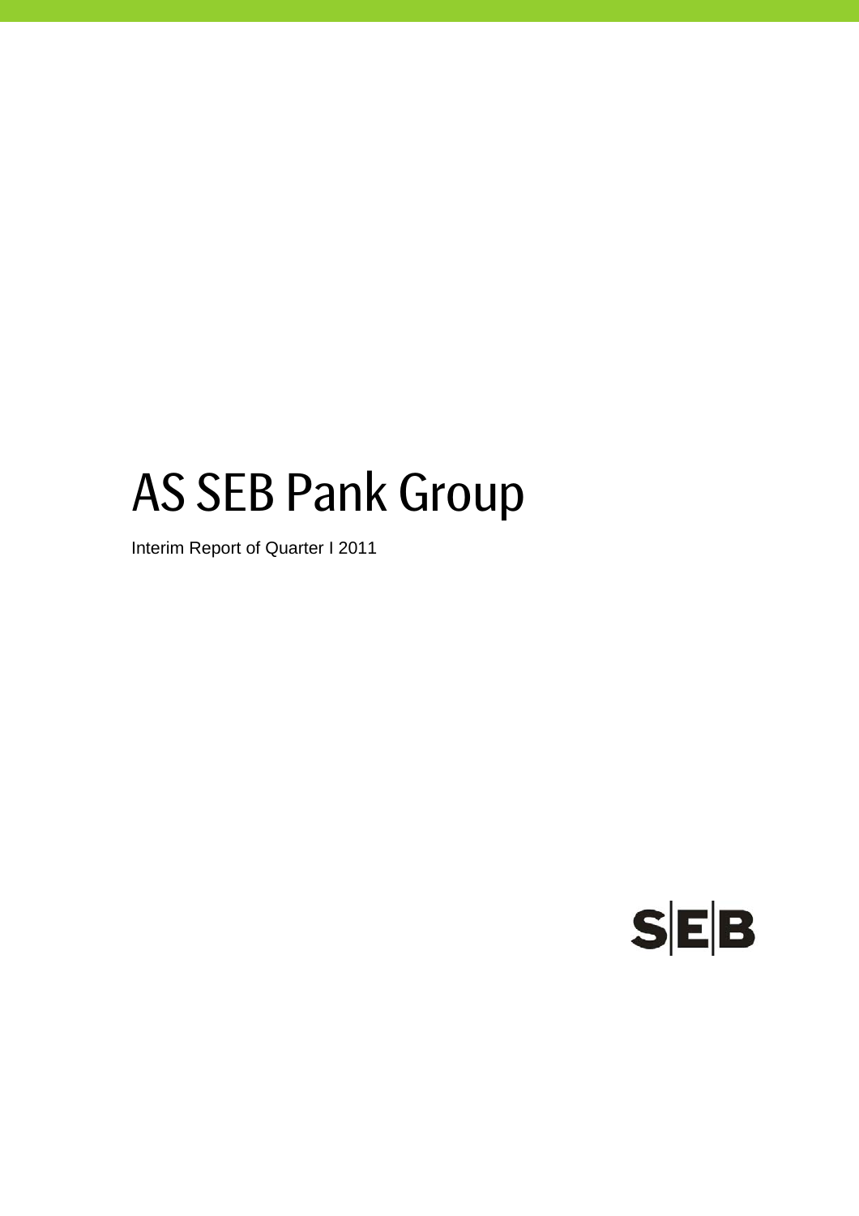# AS SEB Pank Group

Interim Report of Quarter I 2011

SEB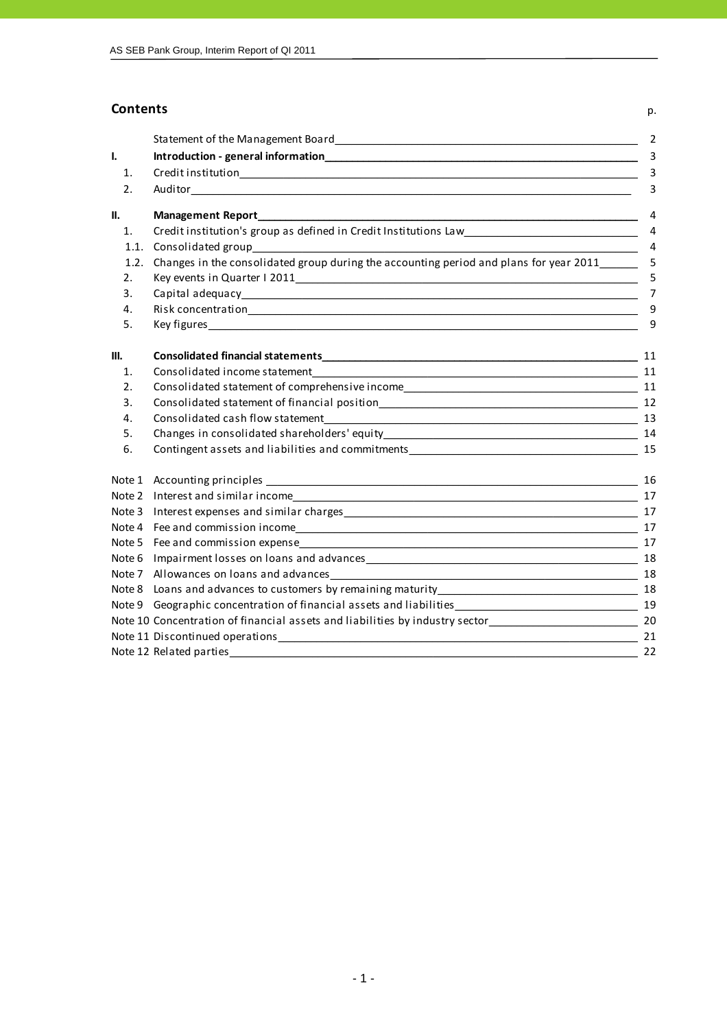## Contents

| | | p. |
|---|---|---|
| | Statement of the Management Board | 2 |
| **I.** | **Introduction - general information** | 3 |
| 1. | Credit institution | 3 |
| 2. | Auditor | 3 |
| **II.** | **Management Report** | 4 |
| 1. | Credit institution's group as defined in Credit Institutions Law | 4 |
| 1.1. | Consolidated group | 4 |
| 1.2. | Changes in the consolidated group during the accounting period and plans for year 2011 | 5 |
| 2. | Key events in Quarter I 2011 | 5 |
| 3. | Capital adequacy | 7 |
| 4. | Risk concentration | 9 |
| 5. | Key figures | 9 |
| **III.** | **Consolidated financial statements** | 11 |
| 1. | Consolidated income statement | 11 |
| 2. | Consolidated statement of comprehensive income | 11 |
| 3. | Consolidated statement of financial position | 12 |
| 4. | Consolidated cash flow statement | 13 |
| 5. | Changes in consolidated shareholders' equity | 14 |
| 6. | Contingent assets and liabilities and commitments | 15 |
| Note 1 | Accounting principles | 16 |
| Note 2 | Interest and similar income | 17 |
| Note 3 | Interest expenses and similar charges | 17 |
| Note 4 | Fee and commission income | 17 |
| Note 5 | Fee and commission expense | 17 |
| Note 6 | Impairment losses on loans and advances | 18 |
| Note 7 | Allowances on loans and advances | 18 |
| Note 8 | Loans and advances to customers by remaining maturity | 18 |
| Note 9 | Geographic concentration of financial assets and liabilities | 19 |
| Note 10 | Concentration of financial assets and liabilities by industry sector | 20 |
| Note 11 | Discontinued operations | 21 |
| Note 12 | Related parties | 22 |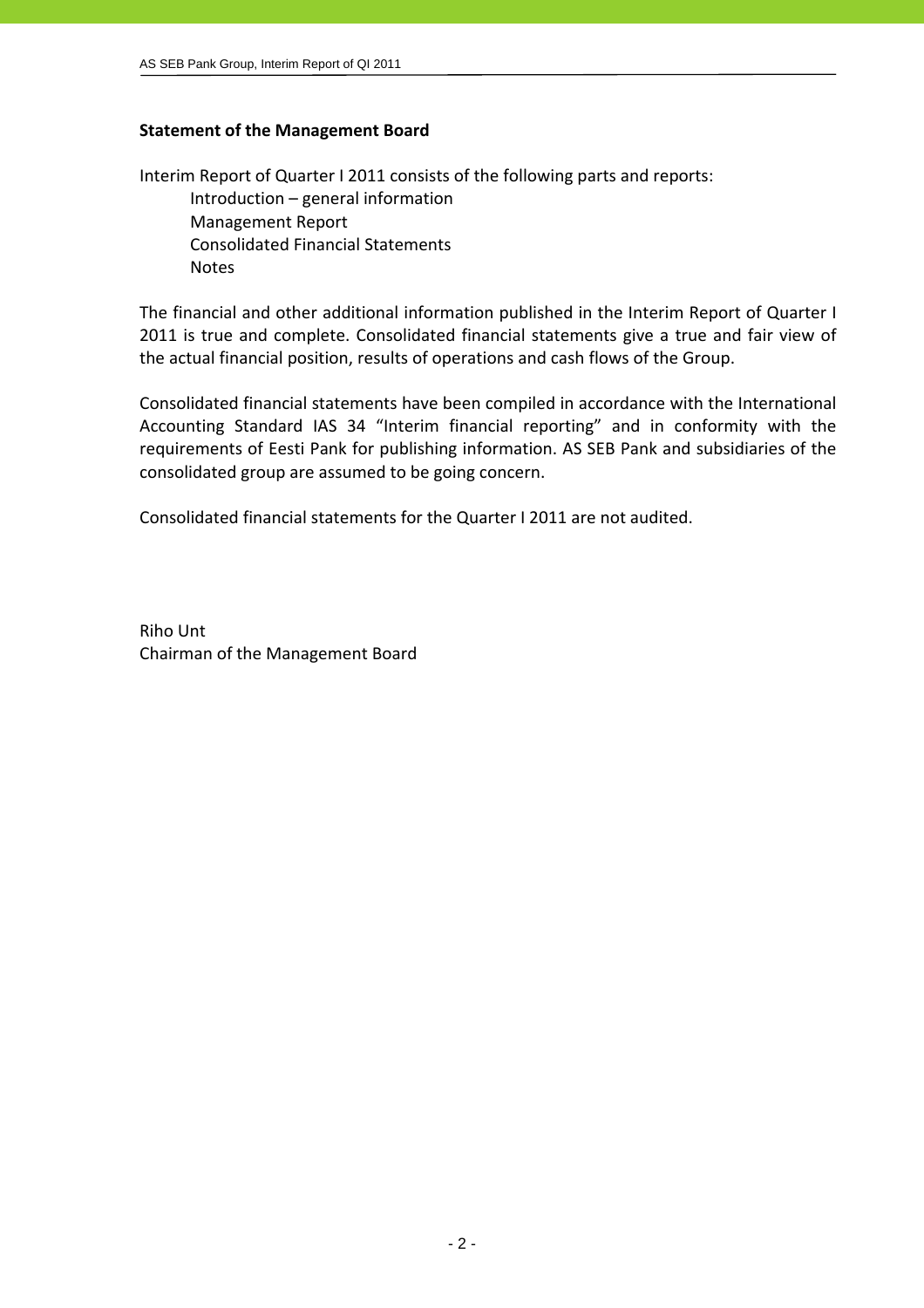**Statement of the Management Board**

Interim Report of Quarter I 2011 consists of the following parts and reports:

- Introduction – general information
- Management Report
- Consolidated Financial Statements
- Notes

The financial and other additional information published in the Interim Report of Quarter I 2011 is true and complete. Consolidated financial statements give a true and fair view of the actual financial position, results of operations and cash flows of the Group.

Consolidated financial statements have been compiled in accordance with the International Accounting Standard IAS 34 "Interim financial reporting" and in conformity with the requirements of Eesti Pank for publishing information. AS SEB Pank and subsidiaries of the consolidated group are assumed to be going concern.

Consolidated financial statements for the Quarter I 2011 are not audited.

Riho Unt  
Chairman of the Management Board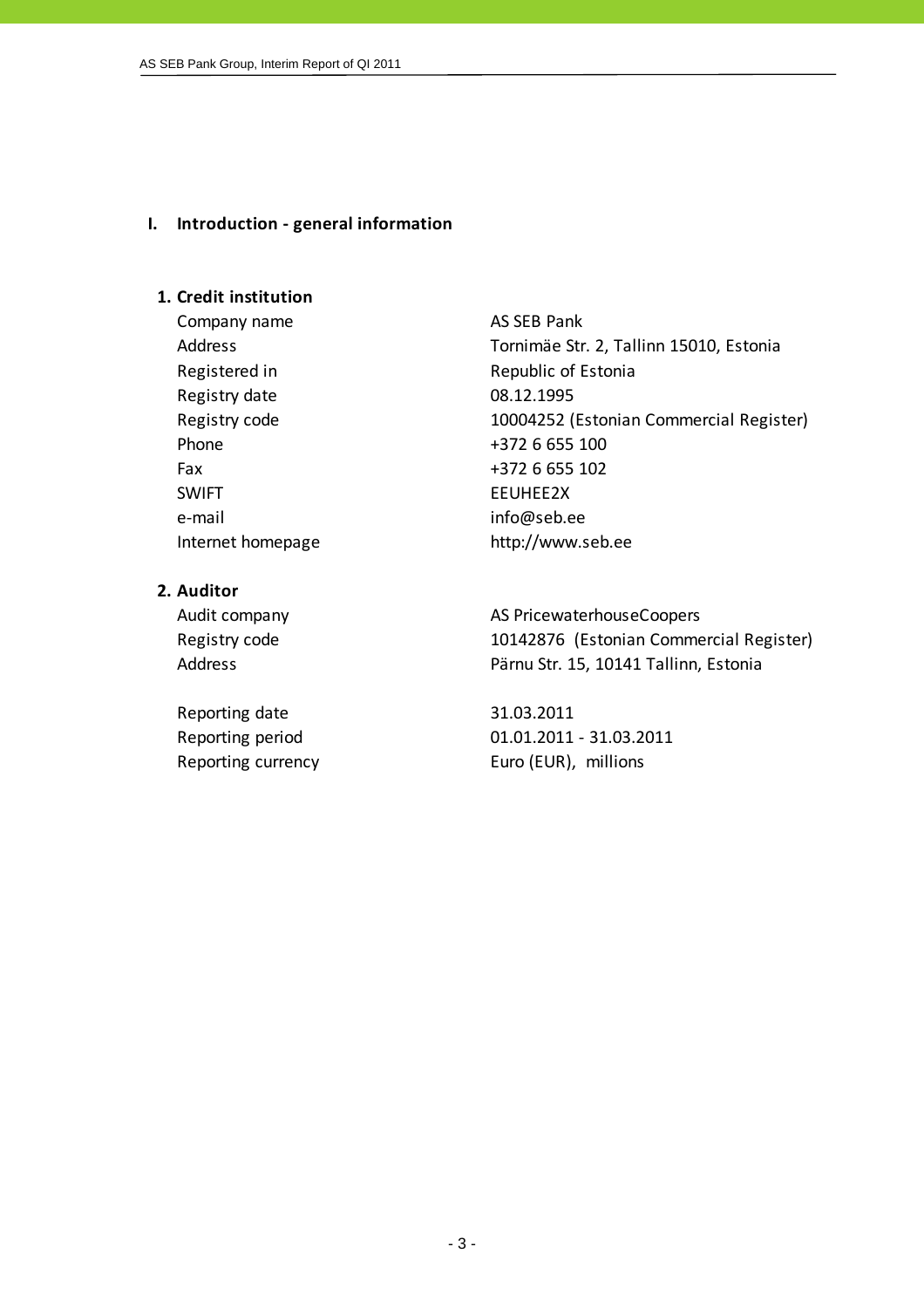# I. Introduction - general information

## 1. Credit institution

| | |
|---|---|
| Company name | AS SEB Pank |
| Address | Tornimäe Str. 2, Tallinn 15010, Estonia |
| Registered in | Republic of Estonia |
| Registry date | 08.12.1995 |
| Registry code | 10004252 (Estonian Commercial Register) |
| Phone | +372 6 655 100 |
| Fax | +372 6 655 102 |
| SWIFT | EEUHEE2X |
| e-mail | info@seb.ee |
| Internet homepage | http://www.seb.ee |

## 2. Auditor

| | |
|---|---|
| Audit company | AS PricewaterhouseCoopers |
| Registry code | 10142876 (Estonian Commercial Register) |
| Address | Pärnu Str. 15, 10141 Tallinn, Estonia |

| | |
|---|---|
| Reporting date | 31.03.2011 |
| Reporting period | 01.01.2011 - 31.03.2011 |
| Reporting currency | Euro (EUR), millions |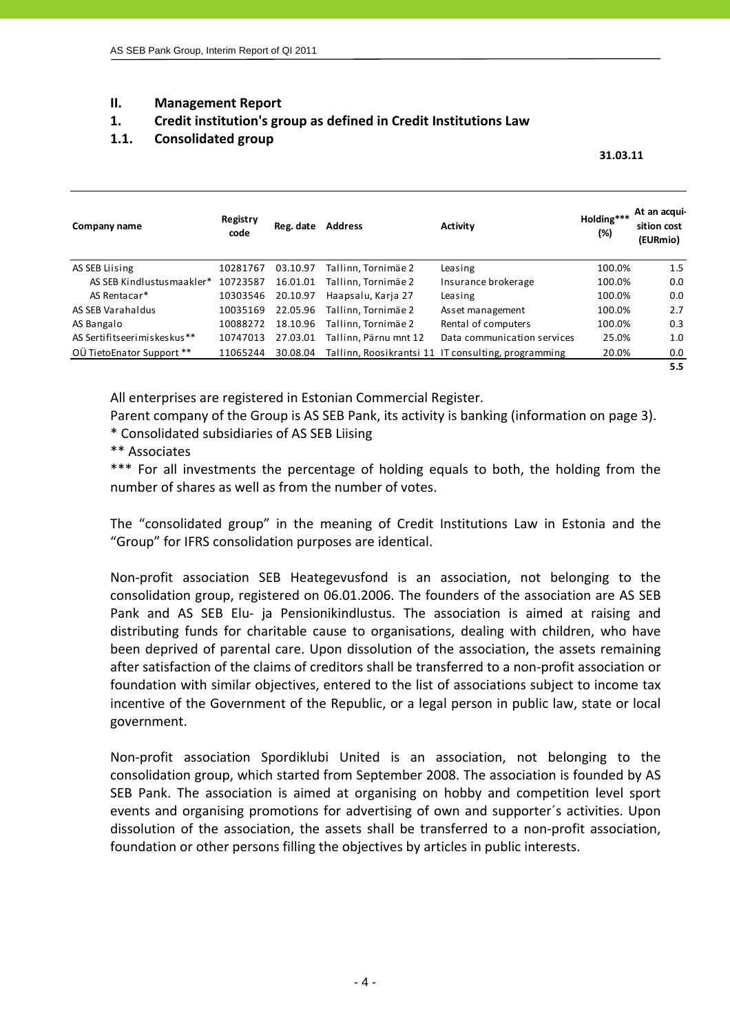## II. Management Report

## 1. Credit institution's group as defined in Credit Institutions Law

### 1.1. Consolidated group

**31.03.11**

| Company name | Registry code | Reg. date | Address | Activity | Holding*** (%) | At an acquisition cost (EURmio) |
|---|---|---|---|---|---|---|
| AS SEB Liising | 10281767 | 03.10.97 | Tallinn, Tornimäe 2 | Leasing | 100.0% | 1.5 |
| AS SEB Kindlustusmaakler* | 10723587 | 16.01.01 | Tallinn, Tornimäe 2 | Insurance brokerage | 100.0% | 0.0 |
| AS Rentacar* | 10303546 | 20.10.97 | Haapsalu, Karja 27 | Leasing | 100.0% | 0.0 |
| AS SEB Varahaldus | 10035169 | 22.05.96 | Tallinn, Tornimäe 2 | Asset management | 100.0% | 2.7 |
| AS Bangalo | 10088272 | 18.10.96 | Tallinn, Tornimäe 2 | Rental of computers | 100.0% | 0.3 |
| AS Sertifitseerimiskeskus** | 10747013 | 27.03.01 | Tallinn, Pärnu mnt 12 | Data communication services | 25.0% | 1.0 |
| OÜ TietoEnator Support ** | 11065244 | 30.08.04 | Tallinn, Roosikrantsi 11 | IT consulting, programming | 20.0% | 0.0 |
| | | | | | | **5.5** |

All enterprises are registered in Estonian Commercial Register.

Parent company of the Group is AS SEB Pank, its activity is banking (information on page 3).

* Consolidated subsidiaries of AS SEB Liising

** Associates

*** For all investments the percentage of holding equals to both, the holding from the number of shares as well as from the number of votes.

The "consolidated group" in the meaning of Credit Institutions Law in Estonia and the "Group" for IFRS consolidation purposes are identical.

Non-profit association SEB Heategevusfond is an association, not belonging to the consolidation group, registered on 06.01.2006. The founders of the association are AS SEB Pank and AS SEB Elu- ja Pensionikindlustus. The association is aimed at raising and distributing funds for charitable cause to organisations, dealing with children, who have been deprived of parental care. Upon dissolution of the association, the assets remaining after satisfaction of the claims of creditors shall be transferred to a non-profit association or foundation with similar objectives, entered to the list of associations subject to income tax incentive of the Government of the Republic, or a legal person in public law, state or local government.

Non-profit association Spordiklubi United is an association, not belonging to the consolidation group, which started from September 2008. The association is founded by AS SEB Pank. The association is aimed at organising on hobby and competition level sport events and organising promotions for advertising of own and supporter´s activities. Upon dissolution of the association, the assets shall be transferred to a non-profit association, foundation or other persons filling the objectives by articles in public interests.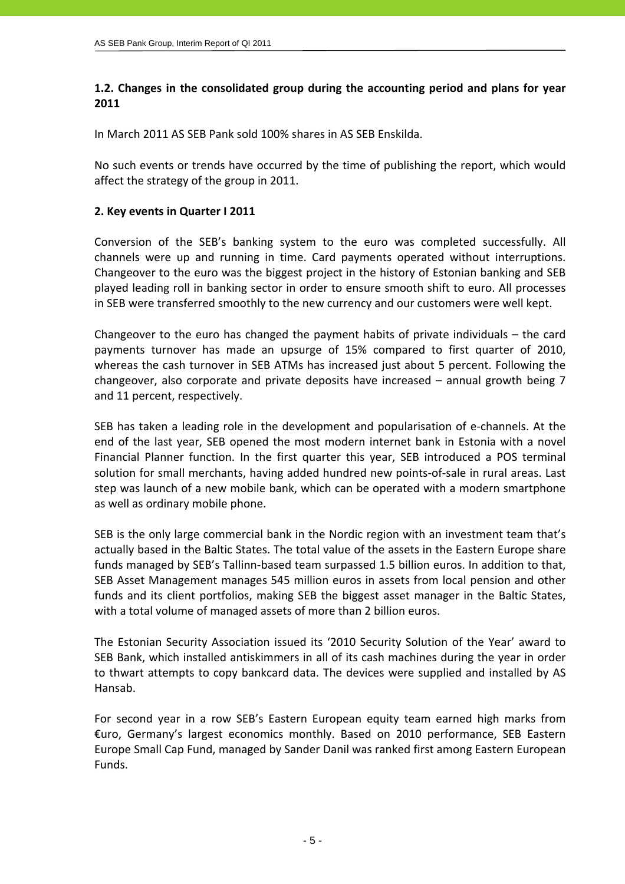## 1.2. Changes in the consolidated group during the accounting period and plans for year 2011

In March 2011 AS SEB Pank sold 100% shares in AS SEB Enskilda.

No such events or trends have occurred by the time of publishing the report, which would affect the strategy of the group in 2011.

## 2. Key events in Quarter I 2011

Conversion of the SEB's banking system to the euro was completed successfully. All channels were up and running in time. Card payments operated without interruptions. Changeover to the euro was the biggest project in the history of Estonian banking and SEB played leading roll in banking sector in order to ensure smooth shift to euro. All processes in SEB were transferred smoothly to the new currency and our customers were well kept.

Changeover to the euro has changed the payment habits of private individuals – the card payments turnover has made an upsurge of 15% compared to first quarter of 2010, whereas the cash turnover in SEB ATMs has increased just about 5 percent. Following the changeover, also corporate and private deposits have increased – annual growth being 7 and 11 percent, respectively.

SEB has taken a leading role in the development and popularisation of e-channels. At the end of the last year, SEB opened the most modern internet bank in Estonia with a novel Financial Planner function. In the first quarter this year, SEB introduced a POS terminal solution for small merchants, having added hundred new points-of-sale in rural areas. Last step was launch of a new mobile bank, which can be operated with a modern smartphone as well as ordinary mobile phone.

SEB is the only large commercial bank in the Nordic region with an investment team that's actually based in the Baltic States. The total value of the assets in the Eastern Europe share funds managed by SEB's Tallinn-based team surpassed 1.5 billion euros. In addition to that, SEB Asset Management manages 545 million euros in assets from local pension and other funds and its client portfolios, making SEB the biggest asset manager in the Baltic States, with a total volume of managed assets of more than 2 billion euros.

The Estonian Security Association issued its '2010 Security Solution of the Year' award to SEB Bank, which installed antiskimmers in all of its cash machines during the year in order to thwart attempts to copy bankcard data. The devices were supplied and installed by AS Hansab.

For second year in a row SEB's Eastern European equity team earned high marks from €uro, Germany's largest economics monthly. Based on 2010 performance, SEB Eastern Europe Small Cap Fund, managed by Sander Danil was ranked first among Eastern European Funds.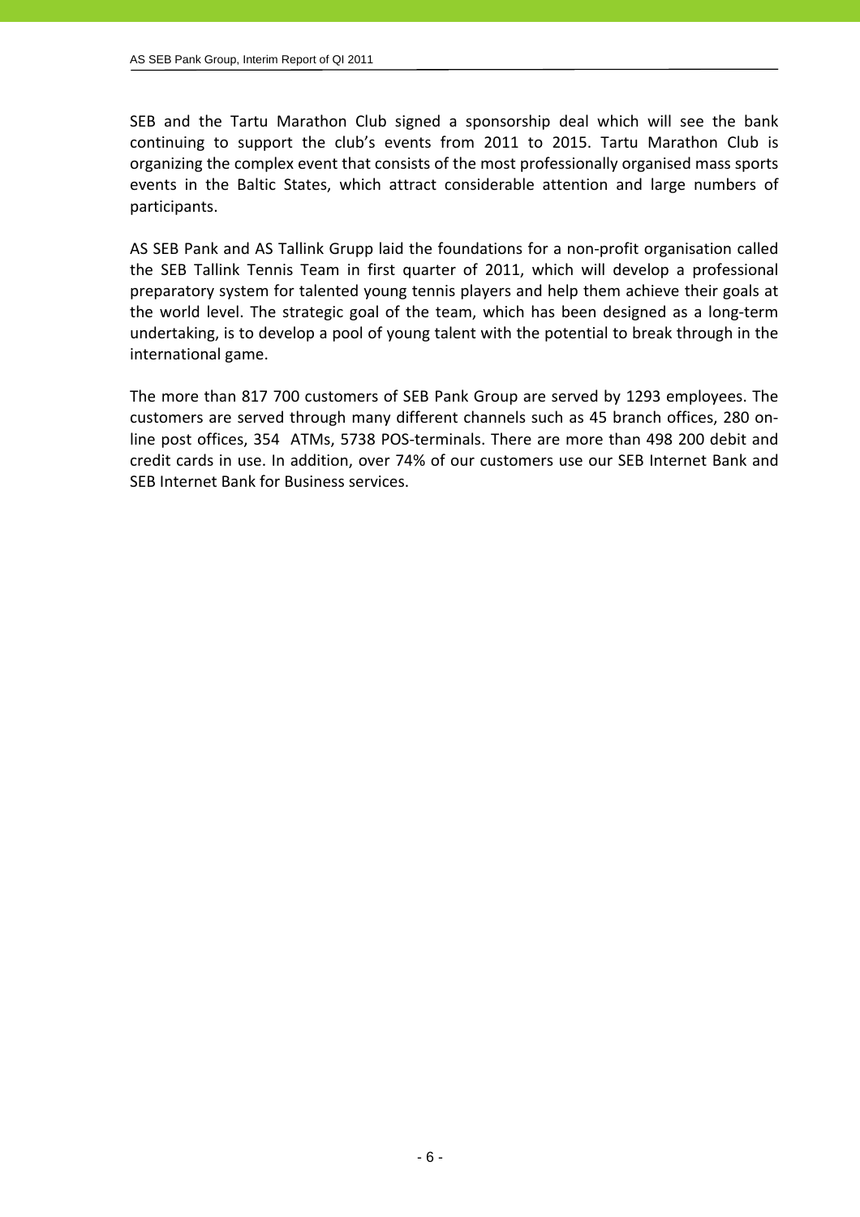SEB and the Tartu Marathon Club signed a sponsorship deal which will see the bank continuing to support the club's events from 2011 to 2015. Tartu Marathon Club is organizing the complex event that consists of the most professionally organised mass sports events in the Baltic States, which attract considerable attention and large numbers of participants.

AS SEB Pank and AS Tallink Grupp laid the foundations for a non-profit organisation called the SEB Tallink Tennis Team in first quarter of 2011, which will develop a professional preparatory system for talented young tennis players and help them achieve their goals at the world level. The strategic goal of the team, which has been designed as a long-term undertaking, is to develop a pool of young talent with the potential to break through in the international game.

The more than 817 700 customers of SEB Pank Group are served by 1293 employees. The customers are served through many different channels such as 45 branch offices, 280 on-line post offices, 354 ATMs, 5738 POS-terminals. There are more than 498 200 debit and credit cards in use. In addition, over 74% of our customers use our SEB Internet Bank and SEB Internet Bank for Business services.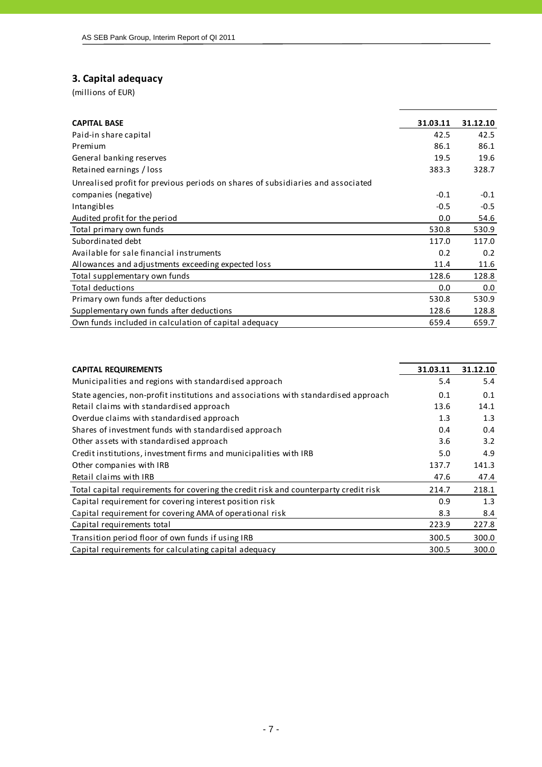## 3. Capital adequacy

(millions of EUR)

| CAPITAL BASE | 31.03.11 | 31.12.10 |
|---|---|---|
| Paid-in share capital | 42.5 | 42.5 |
| Premium | 86.1 | 86.1 |
| General banking reserves | 19.5 | 19.6 |
| Retained earnings / loss | 383.3 | 328.7 |
| Unrealised profit for previous periods on shares of subsidiaries and associated companies (negative) | -0.1 | -0.1 |
| Intangibles | -0.5 | -0.5 |
| Audited profit for the period | 0.0 | 54.6 |
| Total primary own funds | 530.8 | 530.9 |
| Subordinated debt | 117.0 | 117.0 |
| Available for sale financial instruments | 0.2 | 0.2 |
| Allowances and adjustments exceeding expected loss | 11.4 | 11.6 |
| Total supplementary own funds | 128.6 | 128.8 |
| Total deductions | 0.0 | 0.0 |
| Primary own funds after deductions | 530.8 | 530.9 |
| Supplementary own funds after deductions | 128.6 | 128.8 |
| Own funds included in calculation of capital adequacy | 659.4 | 659.7 |

| CAPITAL REQUIREMENTS | 31.03.11 | 31.12.10 |
|---|---|---|
| Municipalities and regions with standardised approach | 5.4 | 5.4 |
| State agencies, non-profit institutions and associations with standardised approach | 0.1 | 0.1 |
| Retail claims with standardised approach | 13.6 | 14.1 |
| Overdue claims with standardised approach | 1.3 | 1.3 |
| Shares of investment funds with standardised approach | 0.4 | 0.4 |
| Other assets with standardised approach | 3.6 | 3.2 |
| Credit institutions, investment firms and municipalities with IRB | 5.0 | 4.9 |
| Other companies with IRB | 137.7 | 141.3 |
| Retail claims with IRB | 47.6 | 47.4 |
| Total capital requirements for covering the credit risk and counterparty credit risk | 214.7 | 218.1 |
| Capital requirement for covering interest position risk | 0.9 | 1.3 |
| Capital requirement for covering AMA of operational risk | 8.3 | 8.4 |
| Capital requirements total | 223.9 | 227.8 |
| Transition period floor of own funds if using IRB | 300.5 | 300.0 |
| Capital requirements for calculating capital adequacy | 300.5 | 300.0 |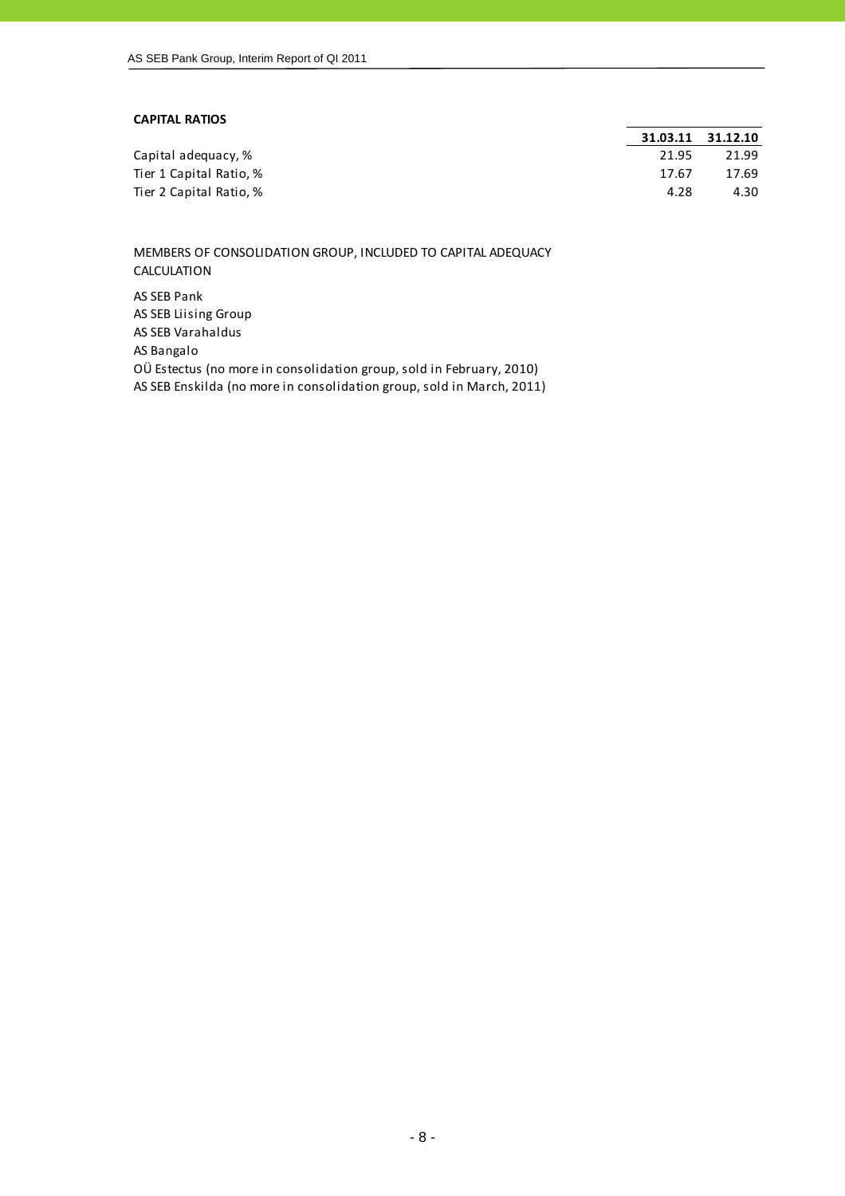**CAPITAL RATIOS**

| | 31.03.11 | 31.12.10 |
|---|---|---|
| Capital adequacy, % | 21.95 | 21.99 |
| Tier 1 Capital Ratio, % | 17.67 | 17.69 |
| Tier 2 Capital Ratio, % | 4.28 | 4.30 |

MEMBERS OF CONSOLIDATION GROUP, INCLUDED TO CAPITAL ADEQUACY CALCULATION

AS SEB Pank
AS SEB Liising Group
AS SEB Varahaldus
AS Bangalo
OÜ Estectus (no more in consolidation group, sold in February, 2010)
AS SEB Enskilda (no more in consolidation group, sold in March, 2011)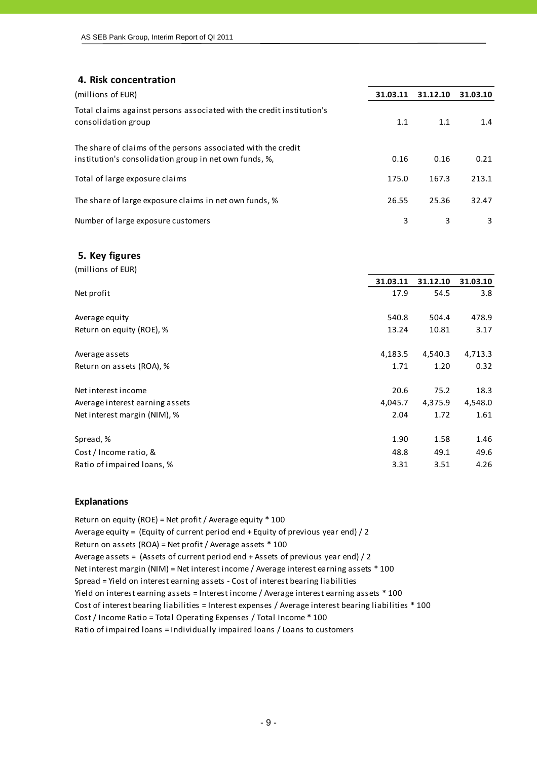## 4. Risk concentration

| (millions of EUR) | 31.03.11 | 31.12.10 | 31.03.10 |
|---|---|---|---|
| Total claims against persons associated with the credit institution's consolidation group | 1.1 | 1.1 | 1.4 |
| The share of claims of the persons associated with the credit institution's consolidation group in net own funds, %, | 0.16 | 0.16 | 0.21 |
| Total of large exposure claims | 175.0 | 167.3 | 213.1 |
| The share of large exposure claims in net own funds, % | 26.55 | 25.36 | 32.47 |
| Number of large exposure customers | 3 | 3 | 3 |

## 5. Key figures

(millions of EUR)

| | 31.03.11 | 31.12.10 | 31.03.10 |
|---|---|---|---|
| Net profit | 17.9 | 54.5 | 3.8 |
| Average equity | 540.8 | 504.4 | 478.9 |
| Return on equity (ROE), % | 13.24 | 10.81 | 3.17 |
| Average assets | 4,183.5 | 4,540.3 | 4,713.3 |
| Return on assets (ROA), % | 1.71 | 1.20 | 0.32 |
| Net interest income | 20.6 | 75.2 | 18.3 |
| Average interest earning assets | 4,045.7 | 4,375.9 | 4,548.0 |
| Net interest margin (NIM), % | 2.04 | 1.72 | 1.61 |
| Spread, % | 1.90 | 1.58 | 1.46 |
| Cost / Income ratio, & | 48.8 | 49.1 | 49.6 |
| Ratio of impaired loans, % | 3.31 | 3.51 | 4.26 |

### Explanations

Return on equity (ROE) = Net profit / Average equity * 100
Average equity = (Equity of current period end + Equity of previous year end) / 2
Return on assets (ROA) = Net profit / Average assets * 100
Average assets = (Assets of current period end + Assets of previous year end) / 2
Net interest margin (NIM) = Net interest income / Average interest earning assets * 100
Spread = Yield on interest earning assets - Cost of interest bearing liabilities
Yield on interest earning assets = Interest income / Average interest earning assets * 100
Cost of interest bearing liabilities = Interest expenses / Average interest bearing liabilities * 100
Cost / Income Ratio = Total Operating Expenses / Total Income * 100
Ratio of impaired loans = Individually impaired loans / Loans to customers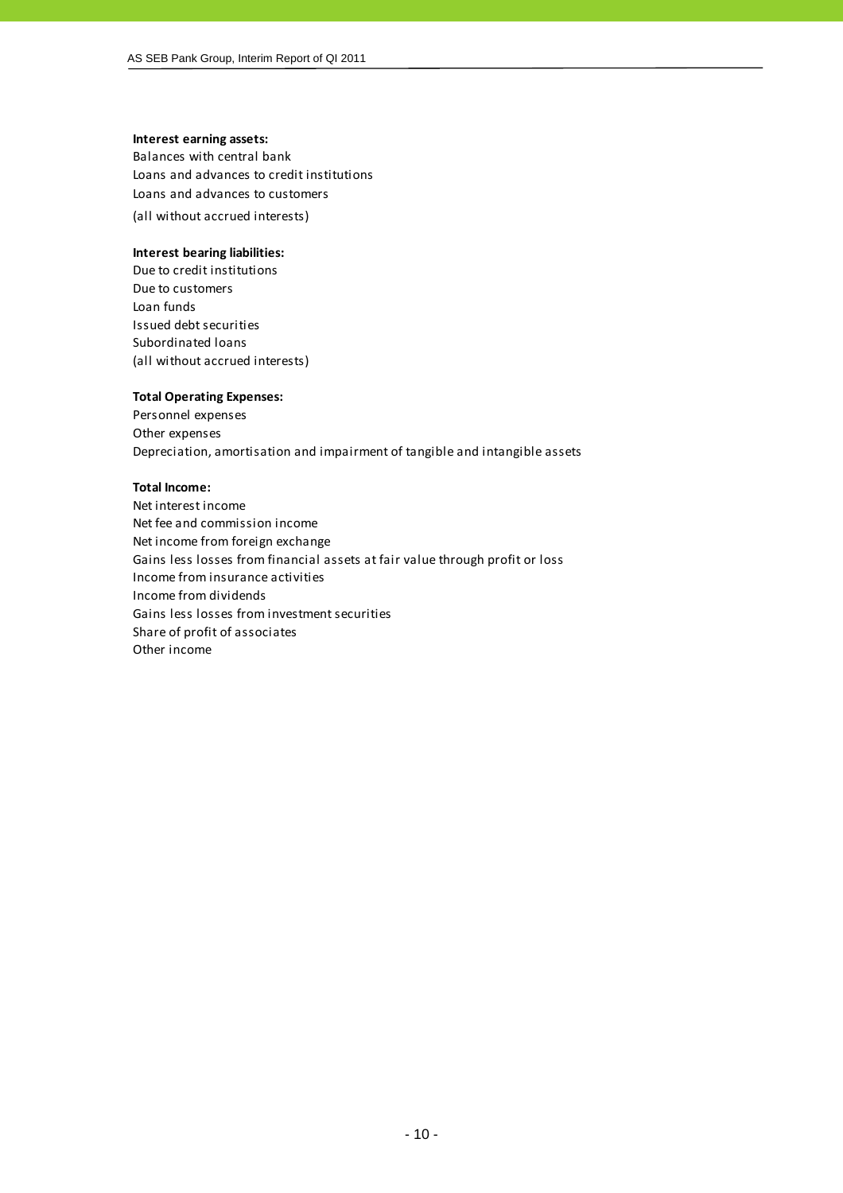**Interest earning assets:**

Balances with central bank
Loans and advances to credit institutions
Loans and advances to customers
(all without accrued interests)

**Interest bearing liabilities:**

Due to credit institutions
Due to customers
Loan funds
Issued debt securities
Subordinated loans
(all without accrued interests)

**Total Operating Expenses:**

Personnel expenses
Other expenses
Depreciation, amortisation and impairment of tangible and intangible assets

**Total Income:**

Net interest income
Net fee and commission income
Net income from foreign exchange
Gains less losses from financial assets at fair value through profit or loss
Income from insurance activities
Income from dividends
Gains less losses from investment securities
Share of profit of associates
Other income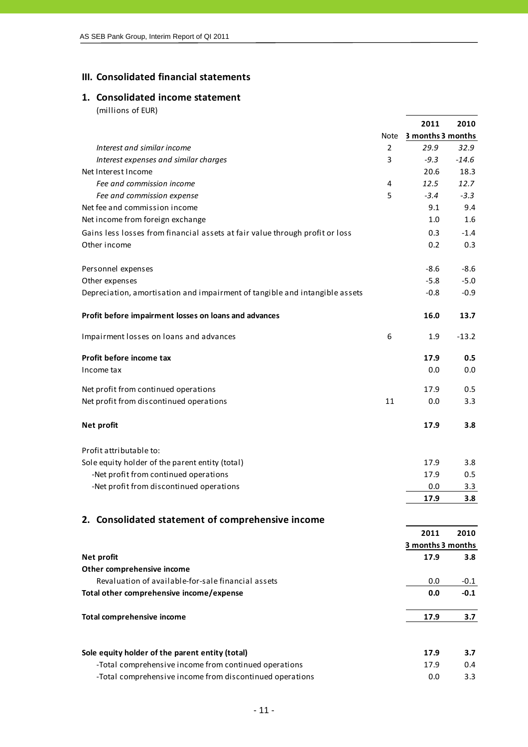## III. Consolidated financial statements

### 1. Consolidated income statement

(millions of EUR)

| | Note | 2011 3 months | 2010 3 months |
|---|---|---|---|
| *Interest and similar income* | 2 | *29.9* | *32.9* |
| *Interest expenses and similar charges* | 3 | *-9.3* | *-14.6* |
| Net Interest Income | | 20.6 | 18.3 |
| *Fee and commission income* | 4 | *12.5* | *12.7* |
| *Fee and commission expense* | 5 | *-3.4* | *-3.3* |
| Net fee and commission income | | 9.1 | 9.4 |
| Net income from foreign exchange | | 1.0 | 1.6 |
| Gains less losses from financial assets at fair value through profit or loss | | 0.3 | -1.4 |
| Other income | | 0.2 | 0.3 |
| | | | |
| Personnel expenses | | -8.6 | -8.6 |
| Other expenses | | -5.8 | -5.0 |
| Depreciation, amortisation and impairment of tangible and intangible assets | | -0.8 | -0.9 |
| | | | |
| **Profit before impairment losses on loans and advances** | | **16.0** | **13.7** |
| | | | |
| Impairment losses on loans and advances | 6 | 1.9 | -13.2 |
| | | | |
| **Profit before income tax** | | **17.9** | **0.5** |
| Income tax | | 0.0 | 0.0 |
| | | | |
| Net profit from continued operations | | 17.9 | 0.5 |
| Net profit from discontinued operations | 11 | 0.0 | 3.3 |
| | | | |
| **Net profit** | | **17.9** | **3.8** |
| | | | |
| Profit attributable to: | | | |
| Sole equity holder of the parent entity (total) | | 17.9 | 3.8 |
| -Net profit from continued operations | | 17.9 | 0.5 |
| -Net profit from discontinued operations | | 0.0 | 3.3 |
| | | **17.9** | **3.8** |

### 2. Consolidated statement of comprehensive income

| | 2011 3 months | 2010 3 months |
|---|---|---|
| **Net profit** | **17.9** | **3.8** |
| **Other comprehensive income** | | |
| Revaluation of available-for-sale financial assets | 0.0 | -0.1 |
| **Total other comprehensive income/expense** | **0.0** | **-0.1** |
| | | |
| **Total comprehensive income** | **17.9** | **3.7** |
| | | |
| **Sole equity holder of the parent entity (total)** | **17.9** | **3.7** |
| -Total comprehensive income from continued operations | 17.9 | 0.4 |
| -Total comprehensive income from discontinued operations | 0.0 | 3.3 |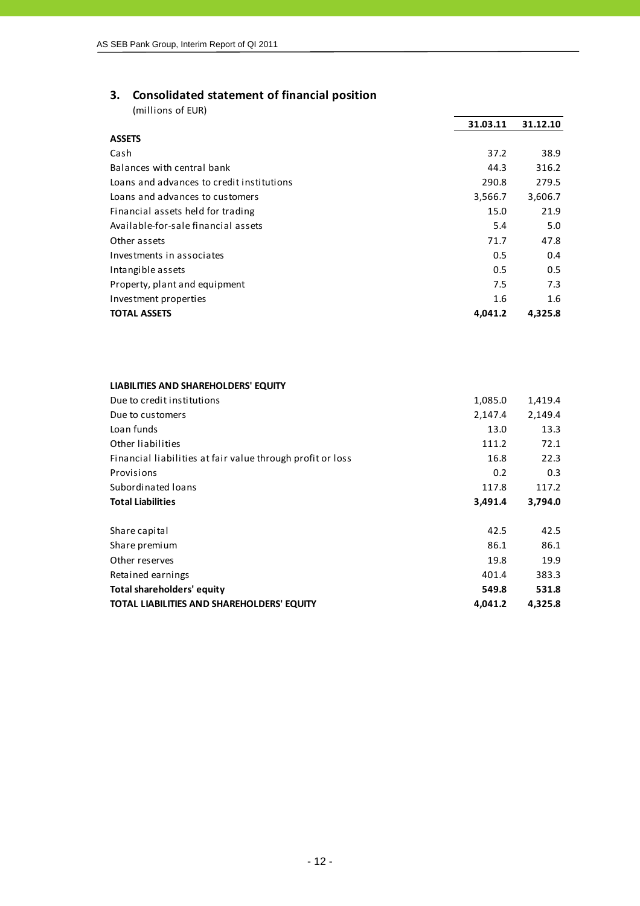## 3. Consolidated statement of financial position

(millions of EUR)

| | 31.03.11 | 31.12.10 |
|---|---|---|
| **ASSETS** | | |
| Cash | 37.2 | 38.9 |
| Balances with central bank | 44.3 | 316.2 |
| Loans and advances to credit institutions | 290.8 | 279.5 |
| Loans and advances to customers | 3,566.7 | 3,606.7 |
| Financial assets held for trading | 15.0 | 21.9 |
| Available-for-sale financial assets | 5.4 | 5.0 |
| Other assets | 71.7 | 47.8 |
| Investments in associates | 0.5 | 0.4 |
| Intangible assets | 0.5 | 0.5 |
| Property, plant and equipment | 7.5 | 7.3 |
| Investment properties | 1.6 | 1.6 |
| **TOTAL ASSETS** | **4,041.2** | **4,325.8** |

| | 31.03.11 | 31.12.10 |
|---|---|---|
| **LIABILITIES AND SHAREHOLDERS' EQUITY** | | |
| Due to credit institutions | 1,085.0 | 1,419.4 |
| Due to customers | 2,147.4 | 2,149.4 |
| Loan funds | 13.0 | 13.3 |
| Other liabilities | 111.2 | 72.1 |
| Financial liabilities at fair value through profit or loss | 16.8 | 22.3 |
| Provisions | 0.2 | 0.3 |
| Subordinated loans | 117.8 | 117.2 |
| **Total Liabilities** | **3,491.4** | **3,794.0** |
| | | |
| Share capital | 42.5 | 42.5 |
| Share premium | 86.1 | 86.1 |
| Other reserves | 19.8 | 19.9 |
| Retained earnings | 401.4 | 383.3 |
| **Total shareholders' equity** | **549.8** | **531.8** |
| **TOTAL LIABILITIES AND SHAREHOLDERS' EQUITY** | **4,041.2** | **4,325.8** |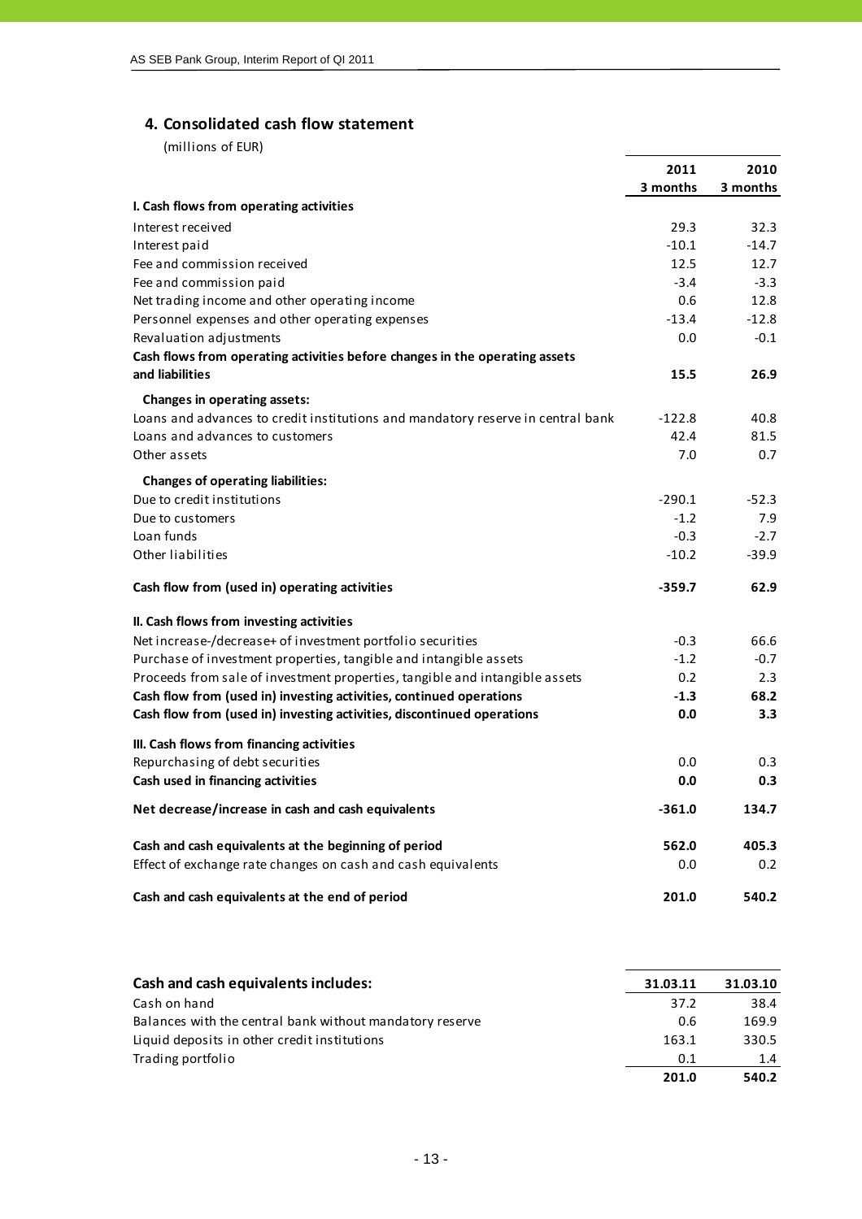## 4. Consolidated cash flow statement

(millions of EUR)

| | 2011 3 months | 2010 3 months |
|---|---|---|
| **I. Cash flows from operating activities** | | |
| Interest received | 29.3 | 32.3 |
| Interest paid | -10.1 | -14.7 |
| Fee and commission received | 12.5 | 12.7 |
| Fee and commission paid | -3.4 | -3.3 |
| Net trading income and other operating income | 0.6 | 12.8 |
| Personnel expenses and other operating expenses | -13.4 | -12.8 |
| Revaluation adjustments | 0.0 | -0.1 |
| **Cash flows from operating activities before changes in the operating assets and liabilities** | **15.5** | **26.9** |
| **Changes in operating assets:** | | |
| Loans and advances to credit institutions and mandatory reserve in central bank | -122.8 | 40.8 |
| Loans and advances to customers | 42.4 | 81.5 |
| Other assets | 7.0 | 0.7 |
| **Changes of operating liabilities:** | | |
| Due to credit institutions | -290.1 | -52.3 |
| Due to customers | -1.2 | 7.9 |
| Loan funds | -0.3 | -2.7 |
| Other liabilities | -10.2 | -39.9 |
| **Cash flow from (used in) operating activities** | **-359.7** | **62.9** |
| **II. Cash flows from investing activities** | | |
| Net increase-/decrease+ of investment portfolio securities | -0.3 | 66.6 |
| Purchase of investment properties, tangible and intangible assets | -1.2 | -0.7 |
| Proceeds from sale of investment properties, tangible and intangible assets | 0.2 | 2.3 |
| **Cash flow from (used in) investing activities, continued operations** | **-1.3** | **68.2** |
| **Cash flow from (used in) investing activities, discontinued operations** | **0.0** | **3.3** |
| **III. Cash flows from financing activities** | | |
| Repurchasing of debt securities | 0.0 | 0.3 |
| **Cash used in financing activities** | **0.0** | **0.3** |
| **Net decrease/increase in cash and cash equivalents** | **-361.0** | **134.7** |
| **Cash and cash equivalents at the beginning of period** | **562.0** | **405.3** |
| Effect of exchange rate changes on cash and cash equivalents | 0.0 | 0.2 |
| **Cash and cash equivalents at the end of period** | **201.0** | **540.2** |

| **Cash and cash equivalents includes:** | **31.03.11** | **31.03.10** |
|---|---|---|
| Cash on hand | 37.2 | 38.4 |
| Balances with the central bank without mandatory reserve | 0.6 | 169.9 |
| Liquid deposits in other credit institutions | 163.1 | 330.5 |
| Trading portfolio | 0.1 | 1.4 |
| | **201.0** | **540.2** |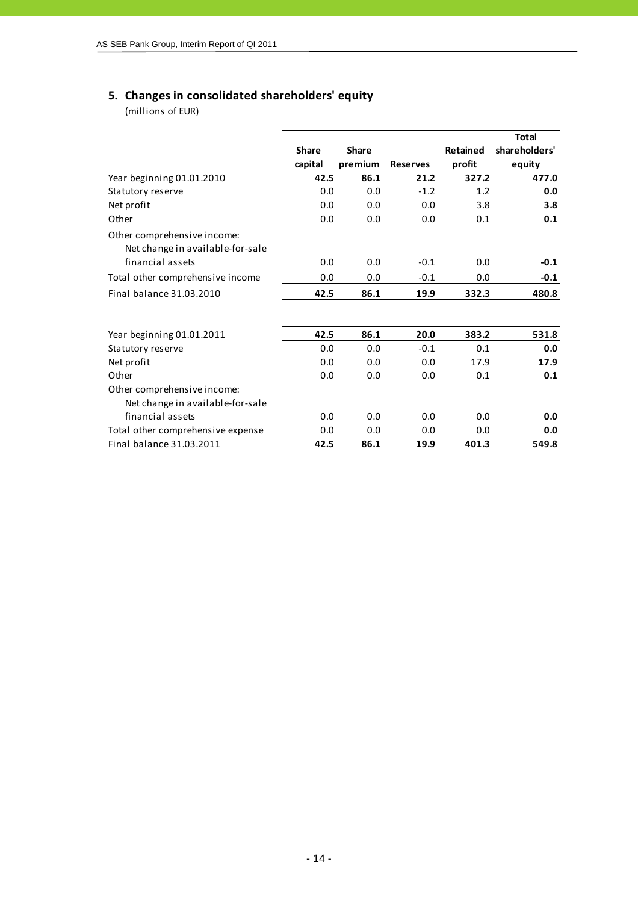## 5. Changes in consolidated shareholders' equity

(millions of EUR)

| | Share capital | Share premium | Reserves | Retained profit | Total shareholders' equity |
|---|---|---|---|---|---|
| Year beginning 01.01.2010 | **42.5** | **86.1** | **21.2** | **327.2** | **477.0** |
| Statutory reserve | 0.0 | 0.0 | -1.2 | 1.2 | **0.0** |
| Net profit | 0.0 | 0.0 | 0.0 | 3.8 | **3.8** |
| Other | 0.0 | 0.0 | 0.0 | 0.1 | **0.1** |
| Other comprehensive income: | | | | | |
| Net change in available-for-sale financial assets | 0.0 | 0.0 | -0.1 | 0.0 | **-0.1** |
| Total other comprehensive income | 0.0 | 0.0 | -0.1 | 0.0 | **-0.1** |
| Final balance 31.03.2010 | **42.5** | **86.1** | **19.9** | **332.3** | **480.8** |
| | | | | | |
| Year beginning 01.01.2011 | **42.5** | **86.1** | **20.0** | **383.2** | **531.8** |
| Statutory reserve | 0.0 | 0.0 | -0.1 | 0.1 | **0.0** |
| Net profit | 0.0 | 0.0 | 0.0 | 17.9 | **17.9** |
| Other | 0.0 | 0.0 | 0.0 | 0.1 | **0.1** |
| Other comprehensive income: | | | | | |
| Net change in available-for-sale financial assets | 0.0 | 0.0 | 0.0 | 0.0 | **0.0** |
| Total other comprehensive expense | 0.0 | 0.0 | 0.0 | 0.0 | **0.0** |
| Final balance 31.03.2011 | **42.5** | **86.1** | **19.9** | **401.3** | **549.8** |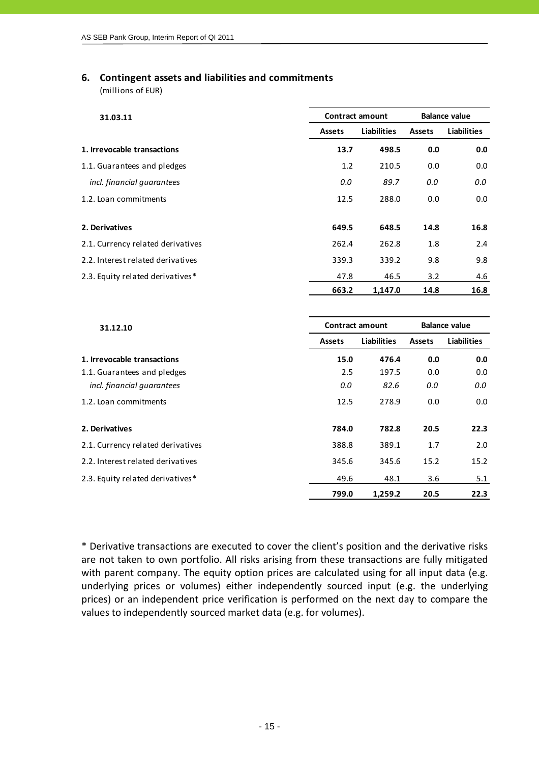## 6. Contingent assets and liabilities and commitments

(millions of EUR)

| 31.03.11 | Contract amount | | Balance value | |
|---|---|---|---|---|
| | Assets | Liabilities | Assets | Liabilities |
| **1. Irrevocable transactions** | **13.7** | **498.5** | **0.0** | **0.0** |
| 1.1. Guarantees and pledges | 1.2 | 210.5 | 0.0 | 0.0 |
| *incl. financial guarantees* | *0.0* | *89.7* | *0.0* | *0.0* |
| 1.2. Loan commitments | 12.5 | 288.0 | 0.0 | 0.0 |
| **2. Derivatives** | **649.5** | **648.5** | **14.8** | **16.8** |
| 2.1. Currency related derivatives | 262.4 | 262.8 | 1.8 | 2.4 |
| 2.2. Interest related derivatives | 339.3 | 339.2 | 9.8 | 9.8 |
| 2.3. Equity related derivatives* | 47.8 | 46.5 | 3.2 | 4.6 |
| | **663.2** | **1,147.0** | **14.8** | **16.8** |

| 31.12.10 | Contract amount | | Balance value | |
|---|---|---|---|---|
| | Assets | Liabilities | Assets | Liabilities |
| **1. Irrevocable transactions** | **15.0** | **476.4** | **0.0** | **0.0** |
| 1.1. Guarantees and pledges | 2.5 | 197.5 | 0.0 | 0.0 |
| *incl. financial guarantees* | *0.0* | *82.6* | *0.0* | *0.0* |
| 1.2. Loan commitments | 12.5 | 278.9 | 0.0 | 0.0 |
| **2. Derivatives** | **784.0** | **782.8** | **20.5** | **22.3** |
| 2.1. Currency related derivatives | 388.8 | 389.1 | 1.7 | 2.0 |
| 2.2. Interest related derivatives | 345.6 | 345.6 | 15.2 | 15.2 |
| 2.3. Equity related derivatives* | 49.6 | 48.1 | 3.6 | 5.1 |
| | **799.0** | **1,259.2** | **20.5** | **22.3** |

* Derivative transactions are executed to cover the client's position and the derivative risks are not taken to own portfolio. All risks arising from these transactions are fully mitigated with parent company. The equity option prices are calculated using for all input data (e.g. underlying prices or volumes) either independently sourced input (e.g. the underlying prices) or an independent price verification is performed on the next day to compare the values to independently sourced market data (e.g. for volumes).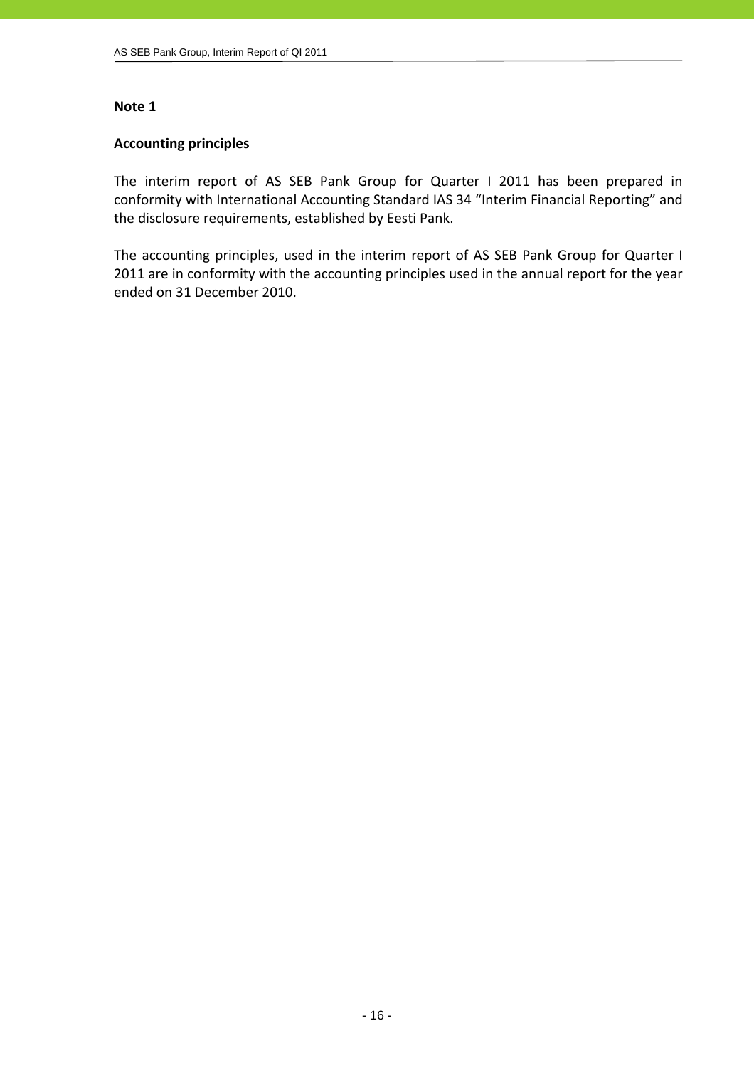**Note 1**

**Accounting principles**

The interim report of AS SEB Pank Group for Quarter I 2011 has been prepared in conformity with International Accounting Standard IAS 34 "Interim Financial Reporting" and the disclosure requirements, established by Eesti Pank.

The accounting principles, used in the interim report of AS SEB Pank Group for Quarter I 2011 are in conformity with the accounting principles used in the annual report for the year ended on 31 December 2010.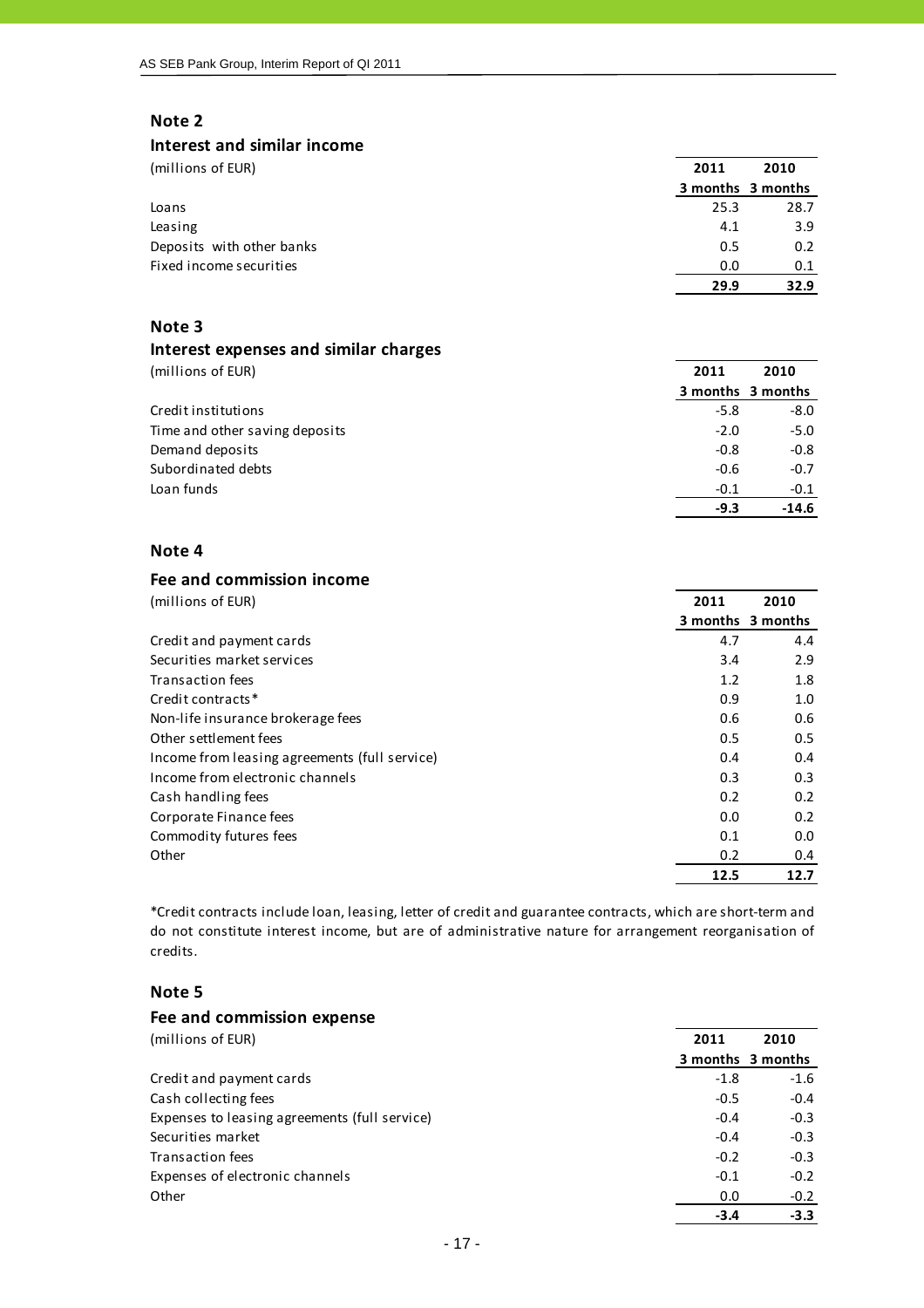## Note 2

### Interest and similar income

| (millions of EUR) | 2011 | 2010 |
|---|---|---|
| | 3 months | 3 months |
| Loans | 25.3 | 28.7 |
| Leasing | 4.1 | 3.9 |
| Deposits with other banks | 0.5 | 0.2 |
| Fixed income securities | 0.0 | 0.1 |
| | **29.9** | **32.9** |

## Note 3

### Interest expenses and similar charges

| (millions of EUR) | 2011 | 2010 |
|---|---|---|
| | 3 months | 3 months |
| Credit institutions | -5.8 | -8.0 |
| Time and other saving deposits | -2.0 | -5.0 |
| Demand deposits | -0.8 | -0.8 |
| Subordinated debts | -0.6 | -0.7 |
| Loan funds | -0.1 | -0.1 |
| | **-9.3** | **-14.6** |

## Note 4

### Fee and commission income

| (millions of EUR) | 2011 | 2010 |
|---|---|---|
| | 3 months | 3 months |
| Credit and payment cards | 4.7 | 4.4 |
| Securities market services | 3.4 | 2.9 |
| Transaction fees | 1.2 | 1.8 |
| Credit contracts* | 0.9 | 1.0 |
| Non-life insurance brokerage fees | 0.6 | 0.6 |
| Other settlement fees | 0.5 | 0.5 |
| Income from leasing agreements (full service) | 0.4 | 0.4 |
| Income from electronic channels | 0.3 | 0.3 |
| Cash handling fees | 0.2 | 0.2 |
| Corporate Finance fees | 0.0 | 0.2 |
| Commodity futures fees | 0.1 | 0.0 |
| Other | 0.2 | 0.4 |
| | **12.5** | **12.7** |

*Credit contracts include loan, leasing, letter of credit and guarantee contracts, which are short-term and do not constitute interest income, but are of administrative nature for arrangement reorganisation of credits.

## Note 5

### Fee and commission expense

| (millions of EUR) | 2011 | 2010 |
|---|---|---|
| | 3 months | 3 months |
| Credit and payment cards | -1.8 | -1.6 |
| Cash collecting fees | -0.5 | -0.4 |
| Expenses to leasing agreements (full service) | -0.4 | -0.3 |
| Securities market | -0.4 | -0.3 |
| Transaction fees | -0.2 | -0.3 |
| Expenses of electronic channels | -0.1 | -0.2 |
| Other | 0.0 | -0.2 |
| | **-3.4** | **-3.3** |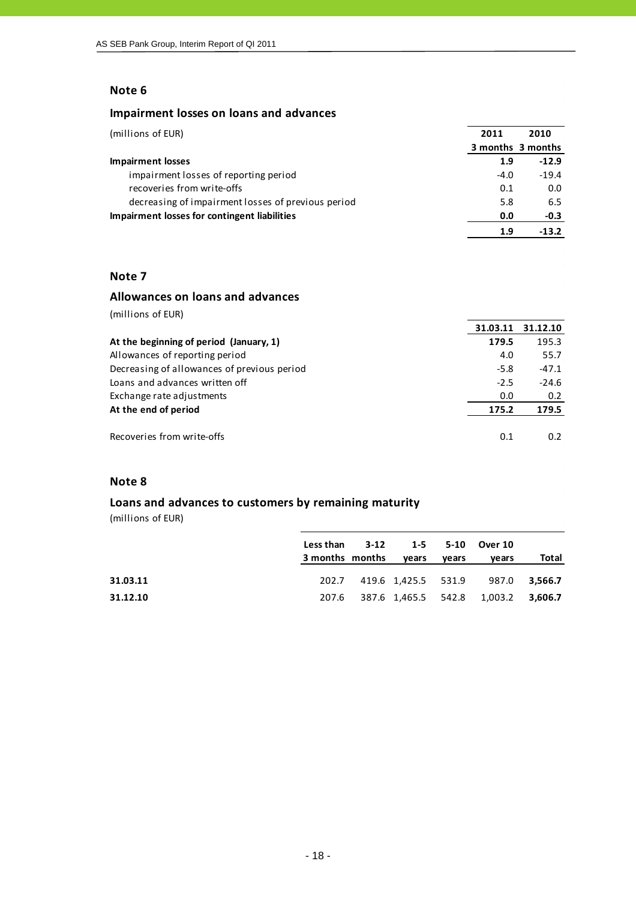## Note 6

### Impairment losses on loans and advances

| (millions of EUR) | 2011 3 months | 2010 3 months |
|---|---|---|
| **Impairment losses** | **1.9** | **-12.9** |
| impairment losses of reporting period | -4.0 | -19.4 |
| recoveries from write-offs | 0.1 | 0.0 |
| decreasing of impairment losses of previous period | 5.8 | 6.5 |
| **Impairment losses for contingent liabilities** | **0.0** | **-0.3** |
| | **1.9** | **-13.2** |

## Note 7

### Allowances on loans and advances

(millions of EUR)

| | 31.03.11 | 31.12.10 |
|---|---|---|
| **At the beginning of period (January, 1)** | **179.5** | 195.3 |
| Allowances of reporting period | 4.0 | 55.7 |
| Decreasing of allowances of previous period | -5.8 | -47.1 |
| Loans and advances written off | -2.5 | -24.6 |
| Exchange rate adjustments | 0.0 | 0.2 |
| **At the end of period** | **175.2** | **179.5** |
| | | |
| Recoveries from write-offs | 0.1 | 0.2 |

## Note 8

### Loans and advances to customers by remaining maturity

(millions of EUR)

| | Less than 3 months | 3-12 months | 1-5 years | 5-10 years | Over 10 years | Total |
|---|---|---|---|---|---|---|
| **31.03.11** | 202.7 | 419.6 | 1,425.5 | 531.9 | 987.0 | **3,566.7** |
| **31.12.10** | 207.6 | 387.6 | 1,465.5 | 542.8 | 1,003.2 | **3,606.7** |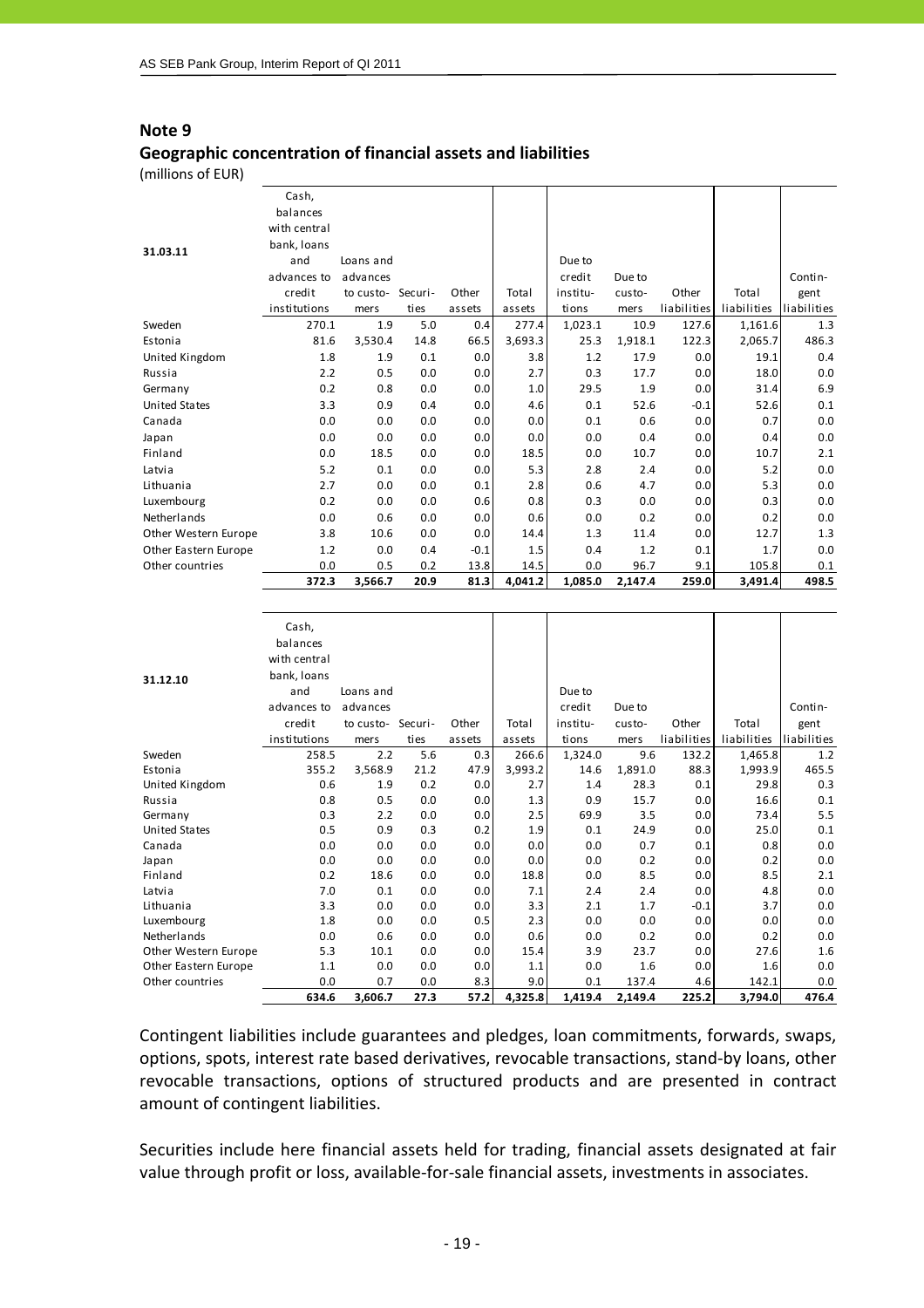## Note 9

### Geographic concentration of financial assets and liabilities

(millions of EUR)

| 31.03.11 | Cash, balances with central bank, loans and advances to credit institutions | Loans and advances to customers | Securities | Other assets | Total assets | Due to credit institutions | Due to customers | Other liabilities | Total liabilities | Contingent liabilities |
|---|---|---|---|---|---|---|---|---|---|---|
| Sweden | 270.1 | 1.9 | 5.0 | 0.4 | 277.4 | 1,023.1 | 10.9 | 127.6 | 1,161.6 | 1.3 |
| Estonia | 81.6 | 3,530.4 | 14.8 | 66.5 | 3,693.3 | 25.3 | 1,918.1 | 122.3 | 2,065.7 | 486.3 |
| United Kingdom | 1.8 | 1.9 | 0.1 | 0.0 | 3.8 | 1.2 | 17.9 | 0.0 | 19.1 | 0.4 |
| Russia | 2.2 | 0.5 | 0.0 | 0.0 | 2.7 | 0.3 | 17.7 | 0.0 | 18.0 | 0.0 |
| Germany | 0.2 | 0.8 | 0.0 | 0.0 | 1.0 | 29.5 | 1.9 | 0.0 | 31.4 | 6.9 |
| United States | 3.3 | 0.9 | 0.4 | 0.0 | 4.6 | 0.1 | 52.6 | -0.1 | 52.6 | 0.1 |
| Canada | 0.0 | 0.0 | 0.0 | 0.0 | 0.0 | 0.1 | 0.6 | 0.0 | 0.7 | 0.0 |
| Japan | 0.0 | 0.0 | 0.0 | 0.0 | 0.0 | 0.0 | 0.4 | 0.0 | 0.4 | 0.0 |
| Finland | 0.0 | 18.5 | 0.0 | 0.0 | 18.5 | 0.0 | 10.7 | 0.0 | 10.7 | 2.1 |
| Latvia | 5.2 | 0.1 | 0.0 | 0.0 | 5.3 | 2.8 | 2.4 | 0.0 | 5.2 | 0.0 |
| Lithuania | 2.7 | 0.0 | 0.0 | 0.1 | 2.8 | 0.6 | 4.7 | 0.0 | 5.3 | 0.0 |
| Luxembourg | 0.2 | 0.0 | 0.0 | 0.6 | 0.8 | 0.3 | 0.0 | 0.0 | 0.3 | 0.0 |
| Netherlands | 0.0 | 0.6 | 0.0 | 0.0 | 0.6 | 0.0 | 0.2 | 0.0 | 0.2 | 0.0 |
| Other Western Europe | 3.8 | 10.6 | 0.0 | 0.0 | 14.4 | 1.3 | 11.4 | 0.0 | 12.7 | 1.3 |
| Other Eastern Europe | 1.2 | 0.0 | 0.4 | -0.1 | 1.5 | 0.4 | 1.2 | 0.1 | 1.7 | 0.0 |
| Other countries | 0.0 | 0.5 | 0.2 | 13.8 | 14.5 | 0.0 | 96.7 | 9.1 | 105.8 | 0.1 |
| | **372.3** | **3,566.7** | **20.9** | **81.3** | **4,041.2** | **1,085.0** | **2,147.4** | **259.0** | **3,491.4** | **498.5** |

| 31.12.10 | Cash, balances with central bank, loans and advances to credit institutions | Loans and advances to customers | Securities | Other assets | Total assets | Due to credit institutions | Due to customers | Other liabilities | Total liabilities | Contingent liabilities |
|---|---|---|---|---|---|---|---|---|---|---|
| Sweden | 258.5 | 2.2 | 5.6 | 0.3 | 266.6 | 1,324.0 | 9.6 | 132.2 | 1,465.8 | 1.2 |
| Estonia | 355.2 | 3,568.9 | 21.2 | 47.9 | 3,993.2 | 14.6 | 1,891.0 | 88.3 | 1,993.9 | 465.5 |
| United Kingdom | 0.6 | 1.9 | 0.2 | 0.0 | 2.7 | 1.4 | 28.3 | 0.1 | 29.8 | 0.3 |
| Russia | 0.8 | 0.5 | 0.0 | 0.0 | 1.3 | 0.9 | 15.7 | 0.0 | 16.6 | 0.1 |
| Germany | 0.3 | 2.2 | 0.0 | 0.0 | 2.5 | 69.9 | 3.5 | 0.0 | 73.4 | 5.5 |
| United States | 0.5 | 0.9 | 0.3 | 0.2 | 1.9 | 0.1 | 24.9 | 0.0 | 25.0 | 0.1 |
| Canada | 0.0 | 0.0 | 0.0 | 0.0 | 0.0 | 0.0 | 0.7 | 0.1 | 0.8 | 0.0 |
| Japan | 0.0 | 0.0 | 0.0 | 0.0 | 0.0 | 0.0 | 0.2 | 0.0 | 0.2 | 0.0 |
| Finland | 0.2 | 18.6 | 0.0 | 0.0 | 18.8 | 0.0 | 8.5 | 0.0 | 8.5 | 2.1 |
| Latvia | 7.0 | 0.1 | 0.0 | 0.0 | 7.1 | 2.4 | 2.4 | 0.0 | 4.8 | 0.0 |
| Lithuania | 3.3 | 0.0 | 0.0 | 0.0 | 3.3 | 2.1 | 1.7 | -0.1 | 3.7 | 0.0 |
| Luxembourg | 1.8 | 0.0 | 0.0 | 0.5 | 2.3 | 0.0 | 0.0 | 0.0 | 0.0 | 0.0 |
| Netherlands | 0.0 | 0.6 | 0.0 | 0.0 | 0.6 | 0.0 | 0.2 | 0.0 | 0.2 | 0.0 |
| Other Western Europe | 5.3 | 10.1 | 0.0 | 0.0 | 15.4 | 3.9 | 23.7 | 0.0 | 27.6 | 1.6 |
| Other Eastern Europe | 1.1 | 0.0 | 0.0 | 0.0 | 1.1 | 0.0 | 1.6 | 0.0 | 1.6 | 0.0 |
| Other countries | 0.0 | 0.7 | 0.0 | 8.3 | 9.0 | 0.1 | 137.4 | 4.6 | 142.1 | 0.0 |
| | **634.6** | **3,606.7** | **27.3** | **57.2** | **4,325.8** | **1,419.4** | **2,149.4** | **225.2** | **3,794.0** | **476.4** |

Contingent liabilities include guarantees and pledges, loan commitments, forwards, swaps, options, spots, interest rate based derivatives, revocable transactions, stand-by loans, other revocable transactions, options of structured products and are presented in contract amount of contingent liabilities.

Securities include here financial assets held for trading, financial assets designated at fair value through profit or loss, available-for-sale financial assets, investments in associates.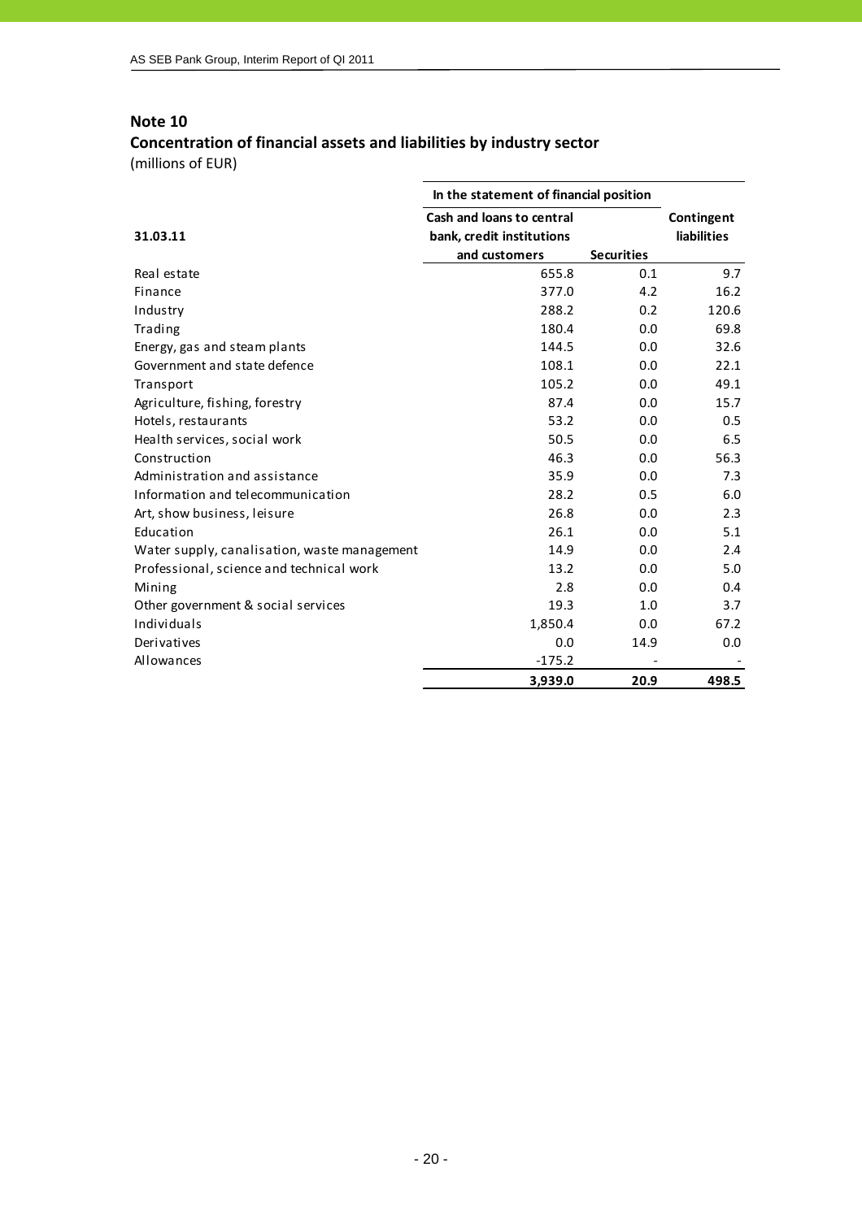## Note 10

### Concentration of financial assets and liabilities by industry sector

(millions of EUR)

| 31.03.11 | In the statement of financial position | | Contingent liabilities |
|---|---|---|---|
| | Cash and loans to central bank, credit institutions and customers | Securities | |
| Real estate | 655.8 | 0.1 | 9.7 |
| Finance | 377.0 | 4.2 | 16.2 |
| Industry | 288.2 | 0.2 | 120.6 |
| Trading | 180.4 | 0.0 | 69.8 |
| Energy, gas and steam plants | 144.5 | 0.0 | 32.6 |
| Government and state defence | 108.1 | 0.0 | 22.1 |
| Transport | 105.2 | 0.0 | 49.1 |
| Agriculture, fishing, forestry | 87.4 | 0.0 | 15.7 |
| Hotels, restaurants | 53.2 | 0.0 | 0.5 |
| Health services, social work | 50.5 | 0.0 | 6.5 |
| Construction | 46.3 | 0.0 | 56.3 |
| Administration and assistance | 35.9 | 0.0 | 7.3 |
| Information and telecommunication | 28.2 | 0.5 | 6.0 |
| Art, show business, leisure | 26.8 | 0.0 | 2.3 |
| Education | 26.1 | 0.0 | 5.1 |
| Water supply, canalisation, waste management | 14.9 | 0.0 | 2.4 |
| Professional, science and technical work | 13.2 | 0.0 | 5.0 |
| Mining | 2.8 | 0.0 | 0.4 |
| Other government & social services | 19.3 | 1.0 | 3.7 |
| Individuals | 1,850.4 | 0.0 | 67.2 |
| Derivatives | 0.0 | 14.9 | 0.0 |
| Allowances | -175.2 | - | - |
| | **3,939.0** | **20.9** | **498.5** |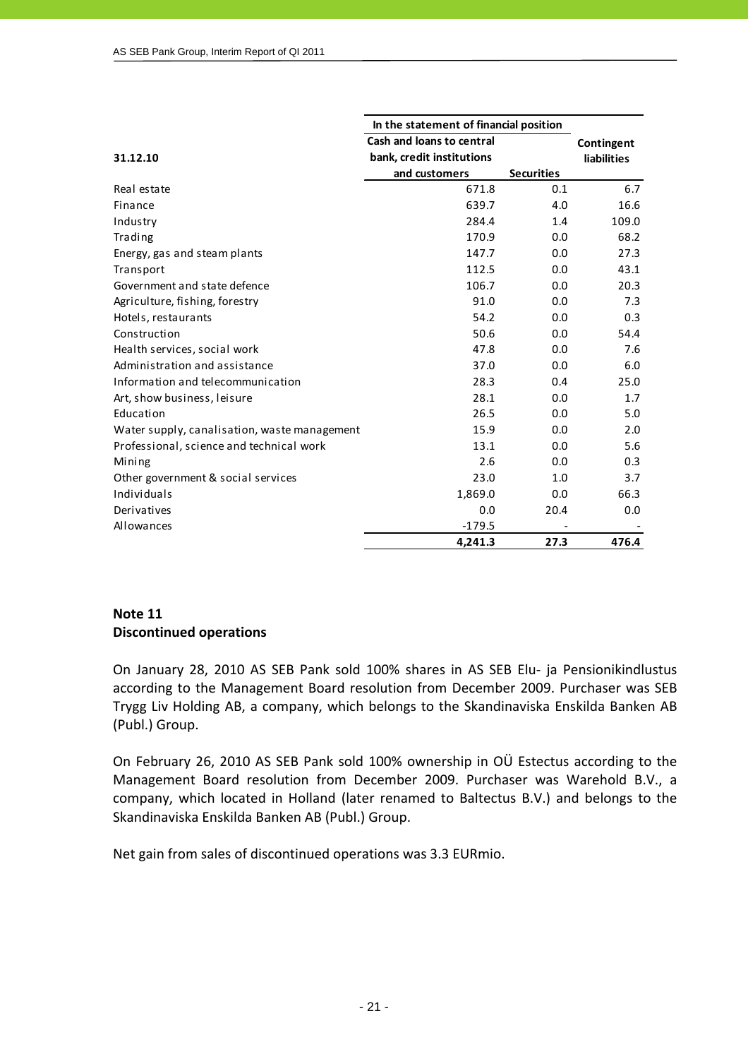| 31.12.10 | In the statement of financial position | | Contingent liabilities |
|---|---|---|---|
| | Cash and loans to central bank, credit institutions and customers | Securities | |
| Real estate | 671.8 | 0.1 | 6.7 |
| Finance | 639.7 | 4.0 | 16.6 |
| Industry | 284.4 | 1.4 | 109.0 |
| Trading | 170.9 | 0.0 | 68.2 |
| Energy, gas and steam plants | 147.7 | 0.0 | 27.3 |
| Transport | 112.5 | 0.0 | 43.1 |
| Government and state defence | 106.7 | 0.0 | 20.3 |
| Agriculture, fishing, forestry | 91.0 | 0.0 | 7.3 |
| Hotels, restaurants | 54.2 | 0.0 | 0.3 |
| Construction | 50.6 | 0.0 | 54.4 |
| Health services, social work | 47.8 | 0.0 | 7.6 |
| Administration and assistance | 37.0 | 0.0 | 6.0 |
| Information and telecommunication | 28.3 | 0.4 | 25.0 |
| Art, show business, leisure | 28.1 | 0.0 | 1.7 |
| Education | 26.5 | 0.0 | 5.0 |
| Water supply, canalisation, waste management | 15.9 | 0.0 | 2.0 |
| Professional, science and technical work | 13.1 | 0.0 | 5.6 |
| Mining | 2.6 | 0.0 | 0.3 |
| Other government & social services | 23.0 | 1.0 | 3.7 |
| Individuals | 1,869.0 | 0.0 | 66.3 |
| Derivatives | 0.0 | 20.4 | 0.0 |
| Allowances | -179.5 | - | - |
| | **4,241.3** | **27.3** | **476.4** |

## Note 11
## Discontinued operations

On January 28, 2010 AS SEB Pank sold 100% shares in AS SEB Elu- ja Pensionikindlustus according to the Management Board resolution from December 2009. Purchaser was SEB Trygg Liv Holding AB, a company, which belongs to the Skandinaviska Enskilda Banken AB (Publ.) Group.

On February 26, 2010 AS SEB Pank sold 100% ownership in OÜ Estectus according to the Management Board resolution from December 2009. Purchaser was Warehold B.V., a company, which located in Holland (later renamed to Baltectus B.V.) and belongs to the Skandinaviska Enskilda Banken AB (Publ.) Group.

Net gain from sales of discontinued operations was 3.3 EURmio.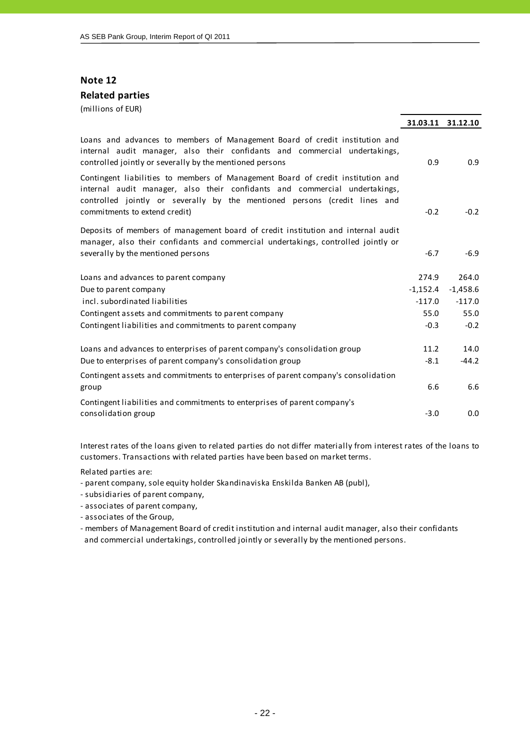## Note 12

## Related parties

(millions of EUR)

| | 31.03.11 | 31.12.10 |
|---|---|---|
| Loans and advances to members of Management Board of credit institution and internal audit manager, also their confidants and commercial undertakings, controlled jointly or severally by the mentioned persons | 0.9 | 0.9 |
| Contingent liabilities to members of Management Board of credit institution and internal audit manager, also their confidants and commercial undertakings, controlled jointly or severally by the mentioned persons (credit lines and commitments to extend credit) | -0.2 | -0.2 |
| Deposits of members of management board of credit institution and internal audit manager, also their confidants and commercial undertakings, controlled jointly or severally by the mentioned persons | -6.7 | -6.9 |
| Loans and advances to parent company | 274.9 | 264.0 |
| Due to parent company | -1,152.4 | -1,458.6 |
| incl. subordinated liabilities | -117.0 | -117.0 |
| Contingent assets and commitments to parent company | 55.0 | 55.0 |
| Contingent liabilities and commitments to parent company | -0.3 | -0.2 |
| Loans and advances to enterprises of parent company's consolidation group | 11.2 | 14.0 |
| Due to enterprises of parent company's consolidation group | -8.1 | -44.2 |
| Contingent assets and commitments to enterprises of parent company's consolidation group | 6.6 | 6.6 |
| Contingent liabilities and commitments to enterprises of parent company's consolidation group | -3.0 | 0.0 |

Interest rates of the loans given to related parties do not differ materially from interest rates of the loans to customers. Transactions with related parties have been based on market terms.

Related parties are:

- parent company, sole equity holder Skandinaviska Enskilda Banken AB (publ),
- subsidiaries of parent company,
- associates of parent company,
- associates of the Group,
- members of Management Board of credit institution and internal audit manager, also their confidants and commercial undertakings, controlled jointly or severally by the mentioned persons.